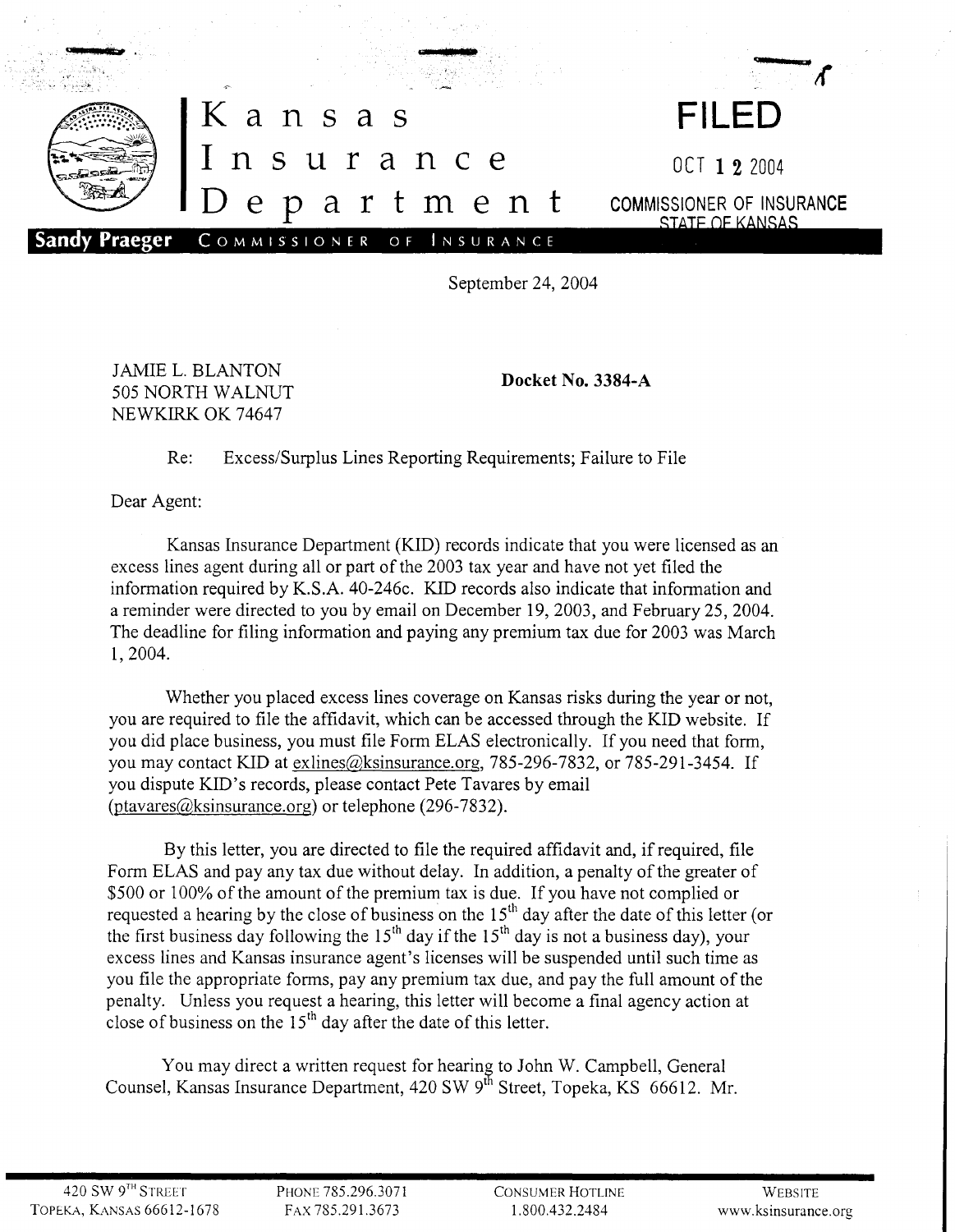# Kansas Insurance Department

**Sandy Praeger** COMMISSIONER OF INSURANCE

**FILED**

OCT 12 2004

COMMISSIONER OF INSURANCE
STATE OF KANSAS

September 24, 2004

JAMIE L. BLANTON
505 NORTH WALNUT
NEWKIRK OK 74647

**Docket No. 3384-A**

Re: Excess/Surplus Lines Reporting Requirements; Failure to File

Dear Agent:

Kansas Insurance Department (KID) records indicate that you were licensed as an excess lines agent during all or part of the 2003 tax year and have not yet filed the information required by K.S.A. 40-246c. KID records also indicate that information and a reminder were directed to you by email on December 19, 2003, and February 25, 2004. The deadline for filing information and paying any premium tax due for 2003 was March 1, 2004.

Whether you placed excess lines coverage on Kansas risks during the year or not, you are required to file the affidavit, which can be accessed through the KID website. If you did place business, you must file Form ELAS electronically. If you need that form, you may contact KID at exlines@ksinsurance.org, 785-296-7832, or 785-291-3454. If you dispute KID's records, please contact Pete Tavares by email (ptavares@ksinsurance.org) or telephone (296-7832).

By this letter, you are directed to file the required affidavit and, if required, file Form ELAS and pay any tax due without delay. In addition, a penalty of the greater of $500 or 100% of the amount of the premium tax is due. If you have not complied or requested a hearing by the close of business on the 15th day after the date of this letter (or the first business day following the 15th day if the 15th day is not a business day), your excess lines and Kansas insurance agent's licenses will be suspended until such time as you file the appropriate forms, pay any premium tax due, and pay the full amount of the penalty. Unless you request a hearing, this letter will become a final agency action at close of business on the 15th day after the date of this letter.

You may direct a written request for hearing to John W. Campbell, General Counsel, Kansas Insurance Department, 420 SW 9th Street, Topeka, KS 66612. Mr.

420 SW 9TH STREET
TOPEKA, KANSAS 66612-1678

PHONE 785.296.3071
FAX 785.291.3673

CONSUMER HOTLINE
1.800.432.2484

WEBSITE
www.ksinsurance.org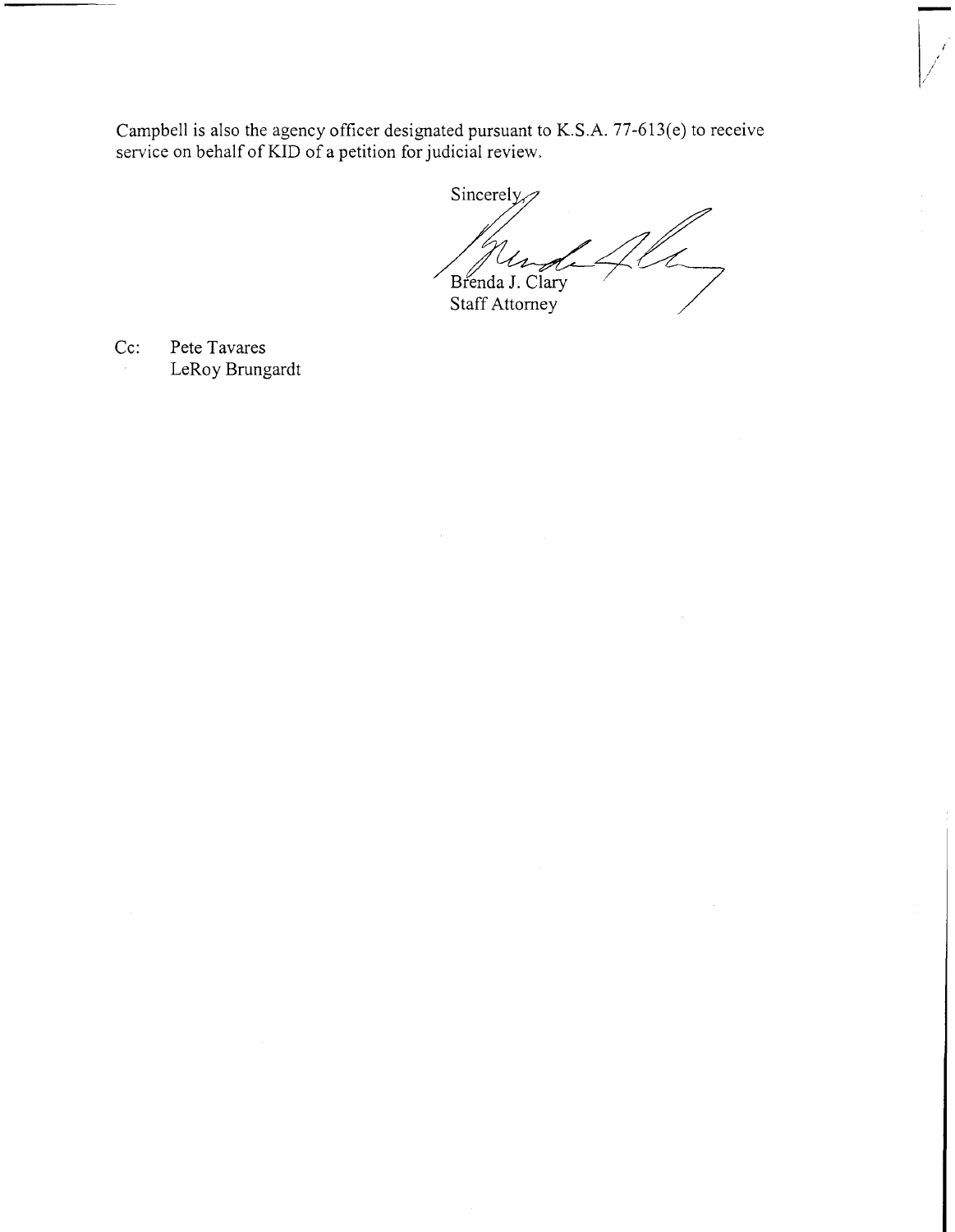Campbell is also the agency officer designated pursuant to K.S.A. 77-613(e) to receive service on behalf of KID of a petition for judicial review.

Sincerely,

Brenda J. Clary
Staff Attorney

Cc: Pete Tavares
LeRoy Brungardt